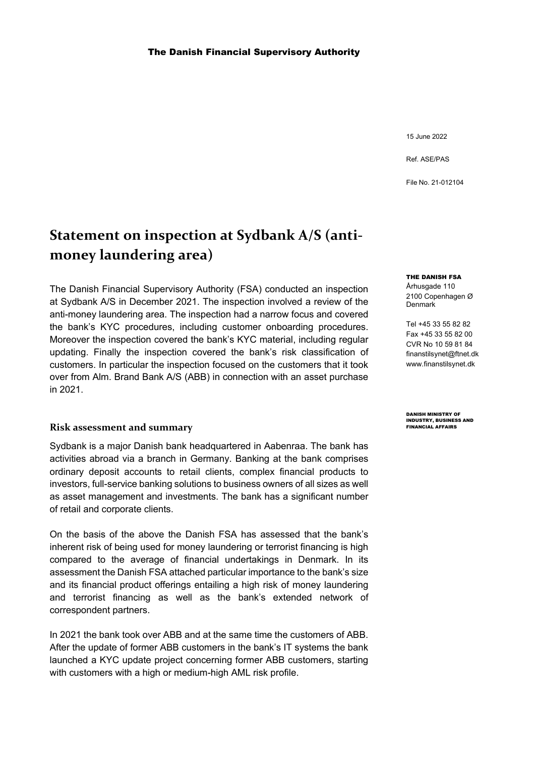The Danish Financial Supervisory Authority

15 June 2022

Ref. ASE/PAS

File No. 21-012104

# Statement on inspection at Sydbank A/S (anti-money laundering area)

The Danish Financial Supervisory Authority (FSA) conducted an inspection at Sydbank A/S in December 2021. The inspection involved a review of the anti-money laundering area. The inspection had a narrow focus and covered the bank's KYC procedures, including customer onboarding procedures. Moreover the inspection covered the bank's KYC material, including regular updating. Finally the inspection covered the bank's risk classification of customers. In particular the inspection focused on the customers that it took over from Alm. Brand Bank A/S (ABB) in connection with an asset purchase in 2021.

## Risk assessment and summary

Sydbank is a major Danish bank headquartered in Aabenraa. The bank has activities abroad via a branch in Germany. Banking at the bank comprises ordinary deposit accounts to retail clients, complex financial products to investors, full-service banking solutions to business owners of all sizes as well as asset management and investments. The bank has a significant number of retail and corporate clients.

On the basis of the above the Danish FSA has assessed that the bank's inherent risk of being used for money laundering or terrorist financing is high compared to the average of financial undertakings in Denmark. In its assessment the Danish FSA attached particular importance to the bank's size and its financial product offerings entailing a high risk of money laundering and terrorist financing as well as the bank's extended network of correspondent partners.

In 2021 the bank took over ABB and at the same time the customers of ABB. After the update of former ABB customers in the bank's IT systems the bank launched a KYC update project concerning former ABB customers, starting with customers with a high or medium-high AML risk profile.

**THE DANISH FSA**
Århusgade 110
2100 Copenhagen Ø
Denmark

Tel +45 33 55 82 82
Fax +45 33 55 82 00
CVR No 10 59 81 84
finanstilsynet@ftnet.dk
www.finanstilsynet.dk

**DANISH MINISTRY OF INDUSTRY, BUSINESS AND FINANCIAL AFFAIRS**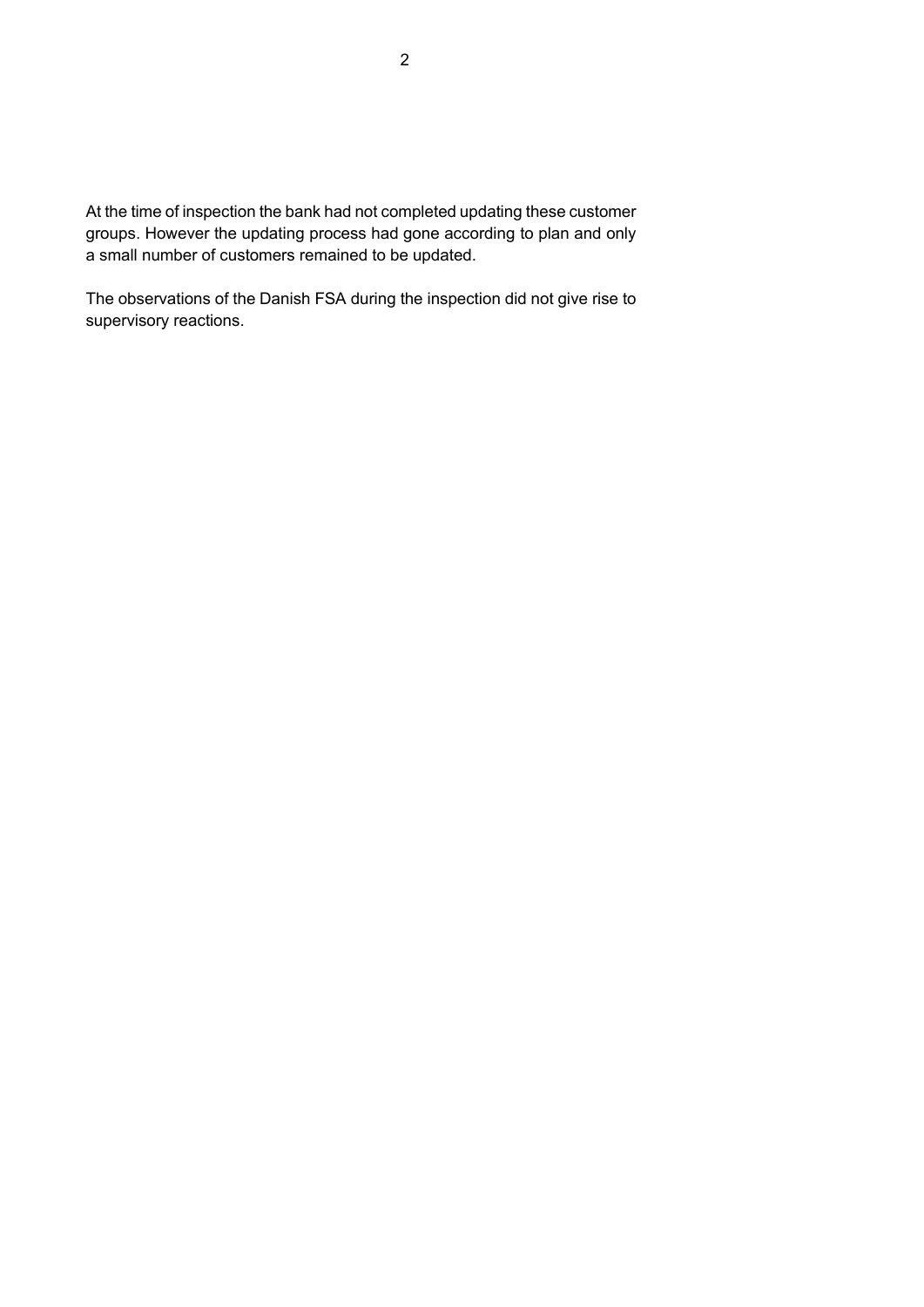At the time of inspection the bank had not completed updating these customer groups. However the updating process had gone according to plan and only a small number of customers remained to be updated.

The observations of the Danish FSA during the inspection did not give rise to supervisory reactions.